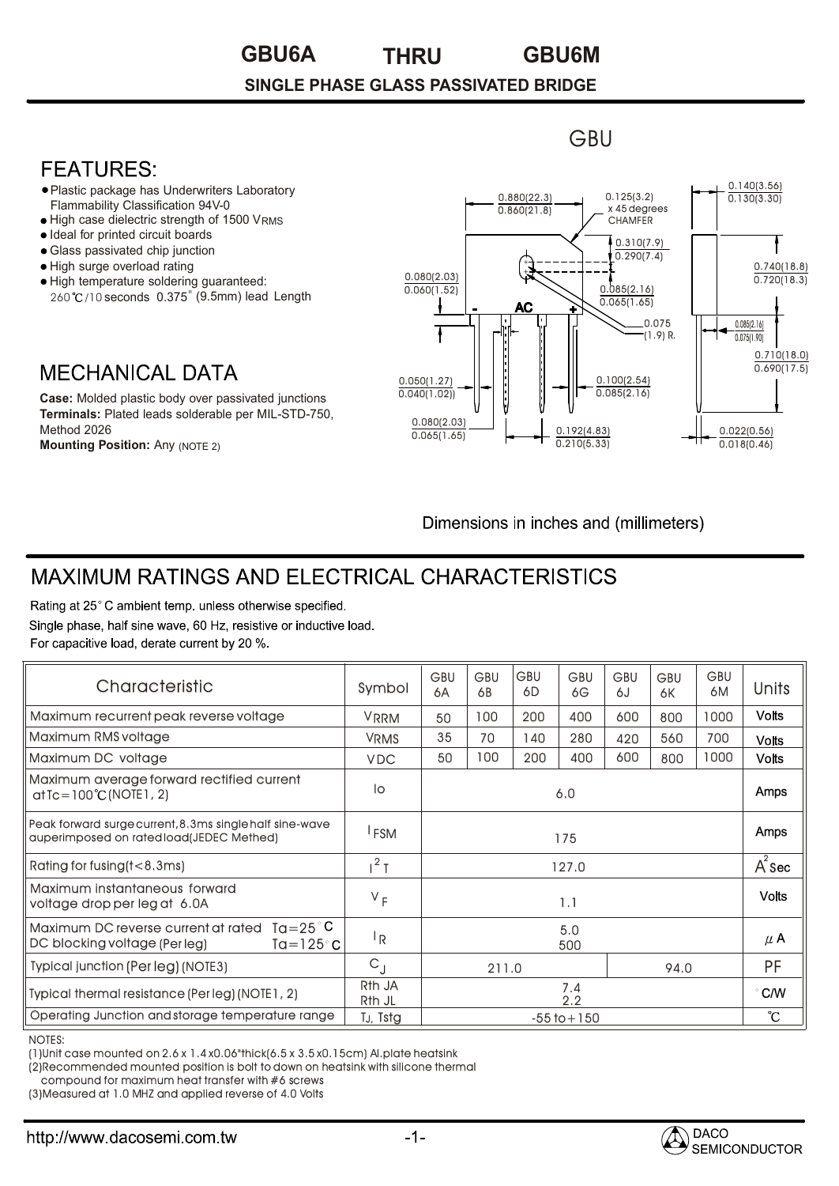# GBU6A THRU GBU6M

## SINGLE PHASE GLASS PASSIVATED BRIDGE

GBU

## FEATURES:

- Plastic package has Underwriters Laboratory Flammability Classification 94V-0
- High case dielectric strength of 1500 $V_{RMS}$
- Ideal for printed circuit boards
- Glass passivated chip junction
- High surge overload rating
- High temperature soldering guaranteed: 260℃/10 seconds 0.375" (9.5mm) lead Length

## MECHANICAL DATA

**Case:** Molded plastic body over passivated junctions
**Terminals:** Plated leads solderable per MIL-STD-750, Method 2026
**Mounting Position:** Any (NOTE 2)

0.880(22.3) / 0.860(21.8); 0.125(3.2) x 45 degrees CHAMFER; 0.140(3.56) / 0.130(3.30); 0.310(7.9) / 0.290(7.4); 0.740(18.8) / 0.720(18.3); 0.080(2.03) / 0.060(1.52); 0.085(2.16) / 0.065(1.65); 0.075 (1.9) R.; 0.085(2.16) / 0.075(1.90); 0.710(18.0) / 0.690(17.5); 0.050(1.27) / 0.040(1.02); 0.100(2.54) / 0.085(2.16); 0.080(2.03) / 0.065(1.65); 0.192(4.83) / 0.210(5.33); 0.022(0.56) / 0.018(0.46)

- AC +

Dimensions in inches and (millimeters)

## MAXIMUM RATINGS AND ELECTRICAL CHARACTERISTICS

Rating at 25° C ambient temp. unless otherwise specified.
Single phase, half sine wave, 60 Hz, resistive or inductive load.
For capacitive load, derate current by 20 %.

| Characteristic | Symbol | GBU 6A | GBU 6B | GBU 6D | GBU 6G | GBU 6J | GBU 6K | GBU 6M | Units |
|---|---|---|---|---|---|---|---|---|---|
| Maximum recurrent peak reverse voltage | $V_{RRM}$ | 50 | 100 | 200 | 400 | 600 | 800 | 1000 | Volts |
| Maximum RMS voltage | $V_{RMS}$ | 35 | 70 | 140 | 280 | 420 | 560 | 700 | Volts |
| Maximum DC voltage | $V_{DC}$ | 50 | 100 | 200 | 400 | 600 | 800 | 1000 | Volts |
| Maximum average forward rectified current at Tc=100℃(NOTE1, 2) | Io | 6.0 | | | | | | | Amps |
| Peak forward surge current, 8.3ms single half sine-wave auperimposed on rated load(JEDEC Methed) | $I_{FSM}$ | 175 | | | | | | | Amps |
| Rating for fusing(t<8.3ms) | $I^2T$ | 127.0 | | | | | | | $A^2$Sec |
| Maximum instantaneous forward voltage drop per leg at 6.0A | $V_F$ | 1.1 | | | | | | | Volts |
| Maximum DC reverse current at rated DC blocking voltage (Per leg) Ta=25°C / Ta=125°C | $I_R$ | 5.0 / 500 | | | | | | | μA |
| Typical junction (Per leg) (NOTE3) | $C_J$ | 211.0 | | | | 94.0 | | | PF |
| Typical thermal resistance (Per leg) (NOTE1, 2) | Rth JA / Rth JL | 7.4 / 2.2 | | | | | | | °C/W |
| Operating Junction and storage temperature range | $T_J$, Tstg | -55 to +150 | | | | | | | ℃ |

NOTES:
(1)Unit case mounted on 2.6 x 1.4 x0.06"thick(6.5 x 3.5 x0.15cm) Al.plate heatsink
(2)Recommended mounted position is bolt to down on heatsink with silicone thermal compound for maximum heat transfer with #6 screws
(3)Measured at 1.0 MHZ and applied reverse of 4.0 Volts

http://www.dacosemi.com.tw

DACO SEMICONDUCTOR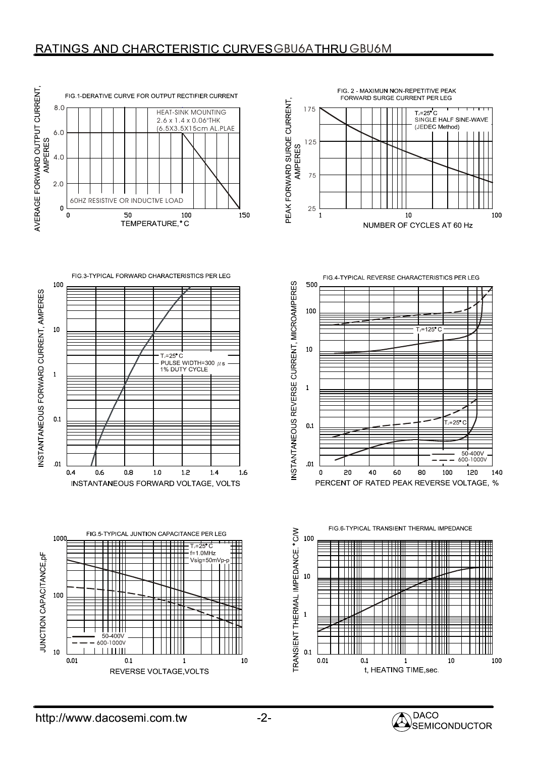# RATINGS AND CHARCTERISTIC CURVES GBU6A THRU GBU6M

FIG.1-DERATIVE CURVE FOR OUTPUT RECTIFIER CURRENT

AVERAGE FORWARD OUTPUT CURRENT, AMPERES

8.0
6.0
4.0
2.0
0

0
50
100
150

TEMPERATURE, °C

HEAT-SINK MOUNTING
2.6 x 1.4 x 0.06"THK
(6.5X3.5X15cm AL.PLAE

60HZ RESISTIVE OR INDUCTIVE LOAD

FIG. 2 - MAXIMUN NON-REPETITIVE PEAK FORWARD SURGE CURRENT PER LEG

PEAK FORWARD SURQE CURRENT, AMPERES

175
125
75
25

1
10
100

NUMBER OF CYCLES AT 60 Hz

$T_J$=25°C
SINGLE HALF SINE-WAVE
(JEDEC Method)

FIG.3-TYPICAL FORWARD CHARACTERISTICS PER LEG

INSTANTANEOUS FORWARD CURRENT, AMPERES

100
10
1
0.1
.01

0.4
0.6
0.8
1.0
1.2
1.4
1.6

INSTANTANEOUS FORWARD VOLTAGE, VOLTS

$T_J$=25°C
PULSE WIDTH=300 $\mu$s
1% DUTY CYCLE

FIG.4-TYPICAL REVERSE CHARACTERISTICS PER LEG

INSTANTANEOUS REVERSE CURRENT, MICROAMPERES

500
100
10
1
0.1
.01

0
20
40
60
80
100
120
140

PERCENT OF RATED PEAK REVERSE VOLTAGE, %

$T_J$=125°C
$T_J$=25°C

50-400V
600-1000V

FIG.5-TYPICAL JUNTION CAPACITANCE PER LEG

JUNCTION CAPACITANCE,pF

1000
100
10

0.01
0.1
1
10

REVERSE VOLTAGE,VOLTS

$T_J$=25°C
f=1.0MHz
Vsig=50mVp-p

50-400V
600-1000V

FIG.6-TYPICAL TRANSIENT THERMAL IMPEDANCE

TRANSIENT THERMAL IMPEDANCE. °C/W

100
10
1
0.1

0.01
0.1
1
10
100

t, HEATING TIME,sec.